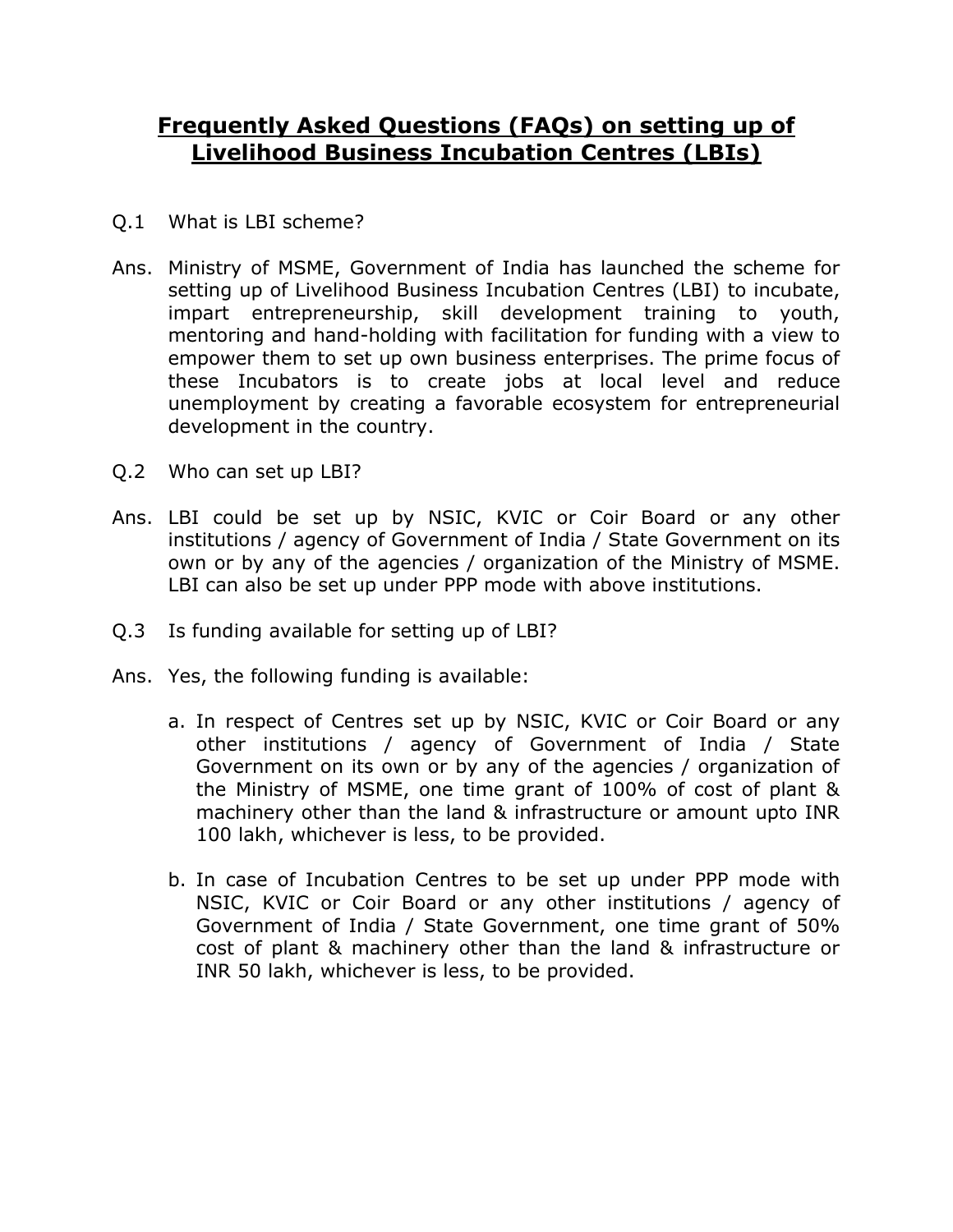# **Frequently Asked Questions (FAQs) on setting up of Livelihood Business Incubation Centres (LBIs)**

Q.1 What is LBI scheme?

Ans. Ministry of MSME, Government of India has launched the scheme for setting up of Livelihood Business Incubation Centres (LBI) to incubate, impart entrepreneurship, skill development training to youth, mentoring and hand-holding with facilitation for funding with a view to empower them to set up own business enterprises. The prime focus of these Incubators is to create jobs at local level and reduce unemployment by creating a favorable ecosystem for entrepreneurial development in the country.

Q.2 Who can set up LBI?

Ans. LBI could be set up by NSIC, KVIC or Coir Board or any other institutions / agency of Government of India / State Government on its own or by any of the agencies / organization of the Ministry of MSME. LBI can also be set up under PPP mode with above institutions.

Q.3 Is funding available for setting up of LBI?

Ans. Yes, the following funding is available:

a. In respect of Centres set up by NSIC, KVIC or Coir Board or any other institutions / agency of Government of India / State Government on its own or by any of the agencies / organization of the Ministry of MSME, one time grant of 100% of cost of plant & machinery other than the land & infrastructure or amount upto INR 100 lakh, whichever is less, to be provided.

b. In case of Incubation Centres to be set up under PPP mode with NSIC, KVIC or Coir Board or any other institutions / agency of Government of India / State Government, one time grant of 50% cost of plant & machinery other than the land & infrastructure or INR 50 lakh, whichever is less, to be provided.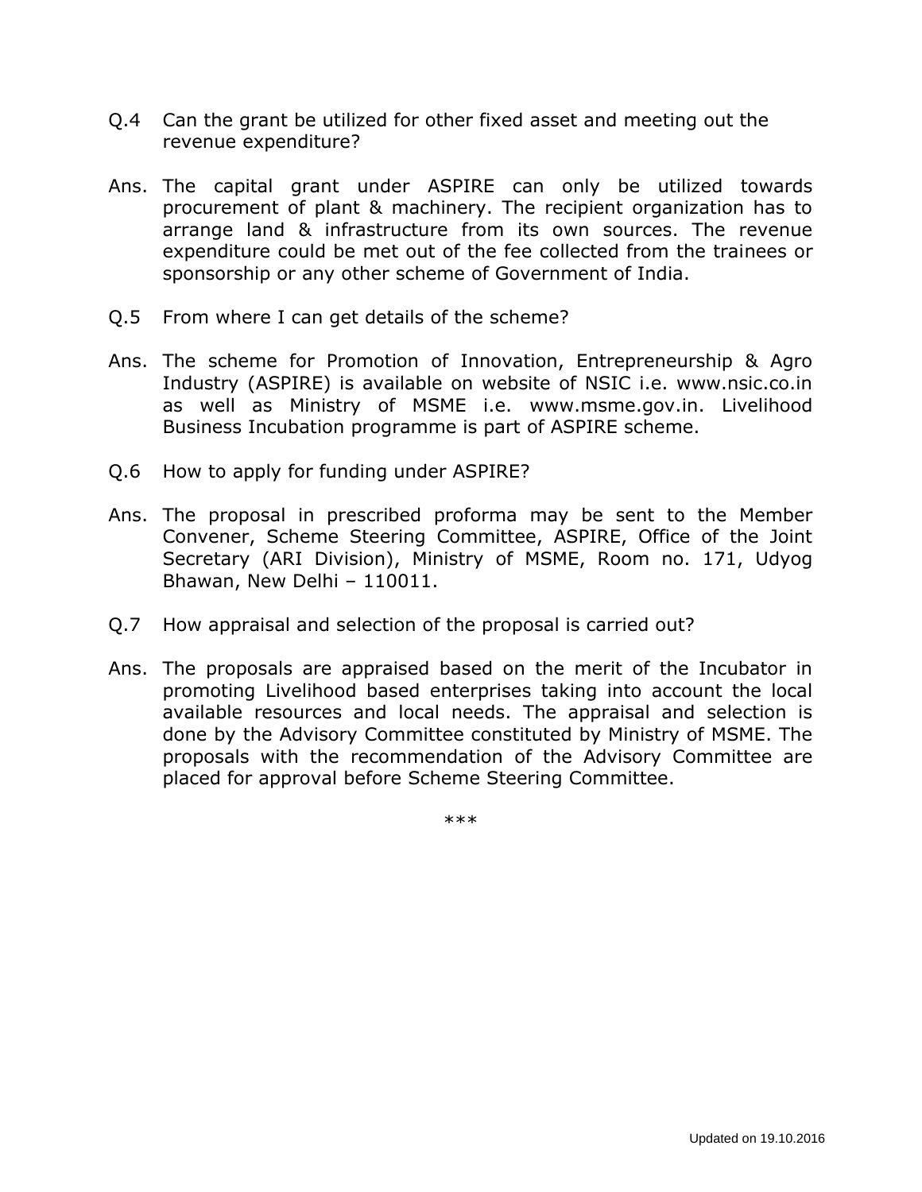Q.4 Can the grant be utilized for other fixed asset and meeting out the revenue expenditure?

Ans. The capital grant under ASPIRE can only be utilized towards procurement of plant & machinery. The recipient organization has to arrange land & infrastructure from its own sources. The revenue expenditure could be met out of the fee collected from the trainees or sponsorship or any other scheme of Government of India.

Q.5 From where I can get details of the scheme?

Ans. The scheme for Promotion of Innovation, Entrepreneurship & Agro Industry (ASPIRE) is available on website of NSIC i.e. www.nsic.co.in as well as Ministry of MSME i.e. www.msme.gov.in. Livelihood Business Incubation programme is part of ASPIRE scheme.

Q.6 How to apply for funding under ASPIRE?

Ans. The proposal in prescribed proforma may be sent to the Member Convener, Scheme Steering Committee, ASPIRE, Office of the Joint Secretary (ARI Division), Ministry of MSME, Room no. 171, Udyog Bhawan, New Delhi – 110011.

Q.7 How appraisal and selection of the proposal is carried out?

Ans. The proposals are appraised based on the merit of the Incubator in promoting Livelihood based enterprises taking into account the local available resources and local needs. The appraisal and selection is done by the Advisory Committee constituted by Ministry of MSME. The proposals with the recommendation of the Advisory Committee are placed for approval before Scheme Steering Committee.

***

Updated on 19.10.2016